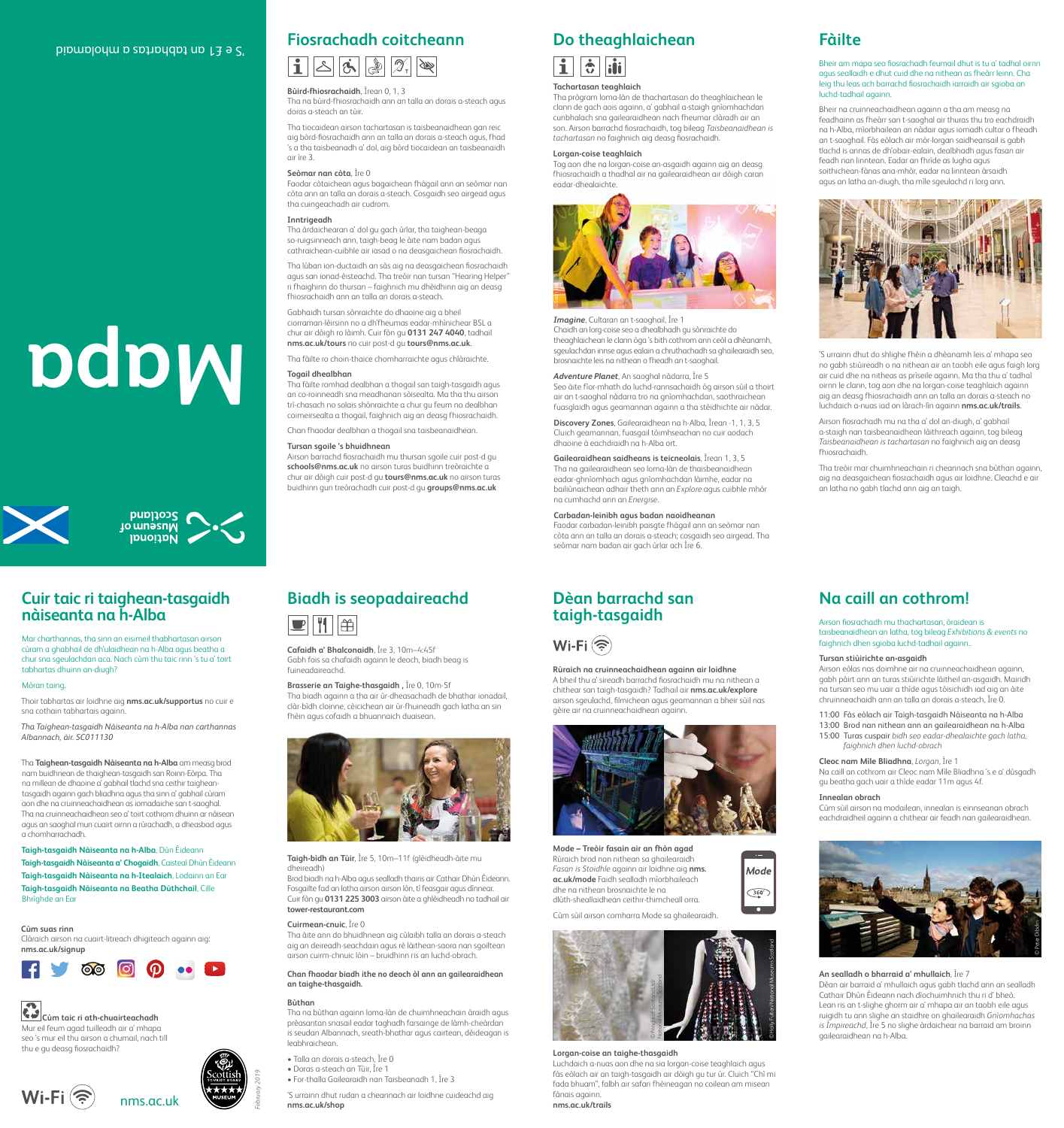'S e £1 an tabhartas a mholamaid

# Mapa

National Museum of Scotland

## Fiosrachadh coitcheann

**Bùird-fhiosrachaidh**, Ìrean 0, 1, 3
Tha na bùird-fhiosrachaidh ann an talla an dorais a-steach agus doras a-steach an Tùir.

Tha tiocaidean airson tachartasan is taisbeanaidhean gan reic aig bòrd-fiosrachaidh ann an talla an dorais a-steach agus, fhad 's a tha taisbeanadh a' dol, aig bòrd tiocaidean an taisbeanaidh air Ìre 3.

**Seòmar nan còta**, Ìre 0
Faodar còtaichean agus bagaichean fhàgail ann an seòmar nan còta ann an talla an dorais a-steach. Cosgaidh seo airgead agus tha cuingeachadh air cudrom.

**Inntrigeadh**
Tha àrdaichearan a' dol gu gach ùrlar, tha taighean-beaga so-ruigsinneach ann, taigh-beag le àite nam badan agus cathraichean-cuibhle air iasad o na deasgaichean fiosrachaidh.

Tha lùban ion-ductaidh an sàs aig na deasgaichean fiosrachaidh agus san ionad-èisteachd. Tha treòir nan tursan "Hearing Helper" ri fhaighinn do thursan – faighnich mu dhèidhinn aig an deasg fhiosrachaidh ann an talla an dorais a-steach.

Gabhaidh tursan sònraichte do dhaoine aig a bheil ciorraman-lèirsinn no a dh'fheumas eadar-mhìnichear BSL a chur air dòigh ro làimh. Cuir fòn gu **0131 247 4040**, tadhail **nms.ac.uk/tours** no cuir post-d gu **tours@nms.ac.uk**.

Tha fàilte ro choin-thaice chomharraichte agus chlàraichte.

**Togail dhealbhan**
Tha fàilte romhad dealbhan a thogail san taigh-tasgaidh agus an co-roinneadh sna meadhanan sòisealta. Ma tha thu airson trì-chasach no solais shònraichte a chur gu feum no dealbhan coimeirsealta a thogail, faighnich aig an deasg fhiosrachaidh.

Chan fhaodar dealbhan a thogail sna taisbeanaidhean.

**Tursan sgoile 's bhuidhnean**
Airson barrachd fiosrachaidh mu thursan sgoile cuir post-d gu **schools@nms.ac.uk** no airson turas buidhinn treòraichte a chur air dòigh cuir post-d gu **tours@nms.ac.uk** no airson turas buidhinn gun treòrachadh cuir post-d gu **groups@nms.ac.uk**

## Do theaghlaichean

**Tachartasan teaghlaich**
Tha prògram loma-làn de thachartasan do theaghlaichean le clann de gach aois againn, a' gabhail a-staigh gnìomhachdan cunbhalach sna gailearaidhean nach fheumar clàradh air an son. Airson barrachd fiosrachaidh, tog bileag *Taisbeanaidhean is tachartasan* no faighnich aig deasg fiosrachaidh.

**Lorgan-coise teaghlaich**
Tog aon dhe na lorgan-coise an-asgaidh againn aig an deasg fhiosrachaidh a thadhal air na gailearaidhean air dòigh caran eadar-dhealaichte.

***Imagine***, Cultaran an t-saoghail, Ìre 1
Chaidh an lorg-coise seo a dhealbhadh gu sònraichte do theaghlaichean le clann òga 's bith cothrom ann ceòl a dhèanamh, sgeulachdan innse agus ealain a chruthachadh sa ghailearaidh seo, brosnaichte leis na nithean o fheadh an t-saoghail.

***Adventure Planet***, An saoghal nàdarra, Ìre 5
Seo àite fìor-mhath do luchd-rannsachaidh òg airson sùil a thoirt air an t-saoghal nàdarra tro na gnìomhachdan, saothraichean fuasglaidh agus geamannan againn a tha stèidhichte air nàdar.

**Discovery Zones**, Gailearaidhean na h-Alba, Ìrean -1, 1, 3, 5
Cluich geamannan, fuasgail tòimhseachan no cuir aodach dhaoine à eachdraidh na h-Alba ort.

**Gailearaidhean saidheans is teicneolais**, Ìrean 1, 3, 5
Tha na gailearaidhean seo loma-làn de thaisbeanaidhean eadar-ghnìomhach agus gnìomhachdan làimhe, eadar na bailiùnaichean adhair theth ann an *Explore* agus cuibhle mhòr na cumhachd ann an *Energise*.

**Carbadan-leinibh agus badan naoidheanan**
Faodar carbadan-leinibh paisgte fhàgail ann an seòmar nan còta ann an talla an dorais a-steach; cosgaidh seo airgead. Tha seòmar nam badan air gach ùrlar ach Ìre 6.

## Fàilte

Bheir am mapa seo fiosrachadh feumail dhut is tu a' tadhal oirnn agus seallaidh e dhut cuid dhe na nithean as fheàrr leinn. Cha leig thu leas ach barrachd fiosrachaidh iarraidh air sgioba an luchd-tadhail againn.

Bheir na cruinneachaidhean againn a tha am measg na feadhainn as fheàrr san t-saoghal air thuras thu tro eachdraidh na h-Alba, mìorbhailean an nàdair agus iomadh cultar o fheadh an t-saoghail. Fàs eòlach air mòr-lorgan saidheansail is gabh tlachd is annas de dh'obair-ealain, dealbhadh agus fasan air feadh nan linntean. Eadar an fhrìde as lugha agus soithichean-fànais ana-mhòr, eadar na linntean àrsaidh agus an latha an-diugh, tha mìle sgeulachd ri lorg ann.

'S urrainn dhut do shlighe fhèin a dhèanamh leis a' mhapa seo no gabh stiùireadh o na nithean air an taobh eile agus faigh lorg air cuid dhe na nitheas as prìseile againn. Ma tha thu a' tadhal oirnn le clann, tog aon dhe na lorgan-coise teaghlaich againn aig an deasg fhiosrachaidh ann an talla an dorais a-steach no luchdaich a-nuas iad on làrach-lìn againn **nms.ac.uk/trails**.

Airson fiosrachadh mu na tha a' dol an-diugh, a' gabhail a-staigh nan taisbeanaidhean làithreach againn, tog bileag *Taisbeanaidhean is tachartasan* no faighnich aig an deasg fhiosrachaidh.

Tha treòir mar chuimhneachain ri cheannach sna bùthan againn, aig na deasgaichean fiosrachaidh agus air loidhne. Cleachd e air an latha no gabh tlachd ann aig an taigh.

## Cuir taic ri taighean-tasgaidh nàiseanta na h-Alba

Mar charthannas, tha sinn an eisimeil thabhartasan airson cùram a ghabhail de dh'ulaidhean na h-Alba agus beatha a chur sna sgeulachdan aca. Nach cùm thu taic rinn 's tu a' toirt tabhartas dhuinn an-diugh?

Mòran taing.

Thoir tabhartas air loidhne aig **nms.ac.uk/supportus** no cuir e sna cothain tabhartais againn.

*Tha Taighean-tasgaidh Nàiseanta na h-Alba nan carthannas Albannach, àir. SC011130*

Tha **Taighean-tasgaidh Nàiseanta na h-Alba** am measg brod nam buidhnean de thaighean-tasgaidh san Roinn-Eòrpa. Tha na millean de dhaoine a' gabhail tlachd sna ceithir taighean-tasgaidh againn gach bliadhna agus tha sinn a' gabhail cùram aon dhe na cruinneachaidhean as iomadaiche san t-saoghal. Tha na cruinneachaidhean seo a' toirt cothrom dhuinn ar nàisean agus an saoghal mun cuairt oirnn a rùrachadh, a dheasbad agus a chomharrachadh.

**Taigh-tasgaidh Nàiseanta na h-Alba**, Dùn Èideann
**Taigh-tasgaidh Nàiseanta a' Chogaidh**, Caisteal Dhùn Èideann
**Taigh-tasgaidh Nàiseanta na h-Itealaich**, Lodainn an Ear
**Taigh-tasgaidh Nàiseanta na Beatha Dùthchail**, Cille Bhrìghde an Ear

**Cùm suas rinn**
Clàraich airson na cuairt-litreach dhigiteach againn aig: **nms.ac.uk/signup**

**Cùm taic ri ath-chuairteachadh**
Mur eil feum agad tuilleadh air a' mhapa seo 's mur eil thu airson a chumail, nach till thu e gu deasg fiosrachaidh?

Wi-Fi

nms.ac.uk

*February 2019*

## Biadh is seopadaireachd

**Cafaidh a' Bhalconaidh**, Ìre 3, 10m–4:45f
Gabh fois sa chafaidh againn le deoch, biadh beag is fuineadaireachd.

**Brasserie an Taighe-thasgaidh** , Ìre 0, 10m-5f
Tha biadh againn a tha air ùr-dheasachadh de bhathar ionadail, clàr-bìdh cloinne, cèicichean air ùr-fhuineadh gach latha an sin fhèin agus cofaidh a bhuannaich duaisean.

**Taigh-bìdh an Tùir**, Ìre 5, 10m–11f (glèidheadh-àite mu dheireadh)
Brod biadh na h-Alba agus sealladh thairis air Cathair Dhùn Èideann. Fosgailte fad an latha airson lòn, tì feasgair agus dìnnear. Cuir fòn gu **0131 225 3003** airson àite a ghlèidheadh no tadhail air **tower-restaurant.com**

**Cuirmean-cnuic**, Ìre 0
Tha àite ann do bhuidhnean aig cùlaibh talla an dorais a-steach aig an deireadh-seachdain agus rè làithean-saora nan sgoiltean airson cuirm-chnuic lòin – bruidhinn ris an luchd-obrach.

**Chan fhaodar biadh ithe no deoch òl ann an gailearaidhean an taighe-thasgaidh.**

**Bùthan**
Tha na bùthan againn loma-làn de chuimhneachain àraidh agus prèasantan snasail eadar taghadh farsainge de làmh-cheàrdan is seudan Albannach, sreath-bhathar agus cairtean, dèideagan is leabhraichean.

- Talla an dorais a-steach, Ìre 0
- Doras a-steach an Tùir, Ìre 1
- For-thalla Gailearaidh nan Taisbeanadh 1, Ìre 3

'S urrainn dhut rudan a cheannach air loidhne cuideachd aig **nms.ac.uk/shop**

## Dèan barrachd san taigh-tasgaidh

Wi-Fi

**Rùraich na cruinneachaidhean againn air loidhne**
A bheil thu a' sireadh barrachd fiosrachaidh mu na nithean a chithear san taigh-tasgaidh? Tadhail air **nms.ac.uk/explore** airson sgeulachd, filmichean agus geamannan a bheir sùil nas gèire air na cruinneachaidhean againn.

**Mode – Treòir fasain air an fhòn agad**
Rùraich brod nan nithean sa ghailearaidh *Fasan is Stoidhle* againn air loidhne aig **nms.ac.uk/mode** Faidh sealladh mìorbhaileach dhe na nithean brosnaichte le na dlùth-shealladhean ceithir-thimcheall orra.

Cùm sùil airson comharra Mode sa ghailearaidh.

© Pringle of Scotland Ltd / National Museums Scotland
© Holly Fulton / National Museums Scotland

**Lorgan-coise an taighe-thasgaidh**
Luchdaich a-nuas aon dhe na sia lorgan-coise teaghlaich againn is fàs eòlach air an taigh-tasgaidh air dòigh gu tur ùr. Cluich "Chì mi fada bhuam", falbh air safari fhèineagan no coilean am misean fànais againn.
**nms.ac.uk/trails**

## Na caill an cothrom!

Airson fiosrachadh mu thachartasan, òraidean is taisbeanaidhean an latha, tog bileag *Exhibitions & events* no faighnich dhen sgioba luchd-tadhail againn..

**Tursan stiùirichte an-asgaidh**
Airson eòlas nas doimhne air na cruinneachaidhean againn, gabh pàirt ann an turas stiùirichte làitheil an-asgaidh. Mairidh na tursan seo mu uair a thìde agus tòisichidh iad aig an àite chruinneachaidh ann an talla an dorais a-steach, Ìre 0.

11:00 Fàs eòlach air Taigh-tasgaidh Nàiseanta na h-Alba
13:00 Brod nan nithean ann an gailearaidhean na h-Alba
15:00 Turas cuspair *bidh seo eadar-dhealaichte gach latha, faighnich dhen luchd-obrach*

**Cleoc nam Mìle Bliadhna**, *Lorgan*, Ìre 1
Na caill an cothrom air Cleoc nam Mìle Bliadhna 's e a' dùsgadh gu beatha gach uair a thìde eadar 11m agus 4f.

**Innealan obrach**
Cùm sùil airson na modailean, innealan is einnseanan obrach eachdraidheil againn a chithear air feadh nan gailearaidhean.

© Peter Dibdin

**An sealladh o bharraid a' mhullaich**, Ìre 7
Dèan air barraid a' mhullaich agus gabh tlachd ann an sealladh Cathair Dhùn Èideann nach dìochuimhnich thu ri d' bheò. Lean ris an t-slighe ghorm air a' mhapa air an taobh eile agus ruigidh tu ann slighe an staidhre on ghailearaidh *Gnìomhachas is Ìmpireachd*, Ìre 5 no slighe àrdaichear na barraid am broinn gailearaidhean na h-Alba.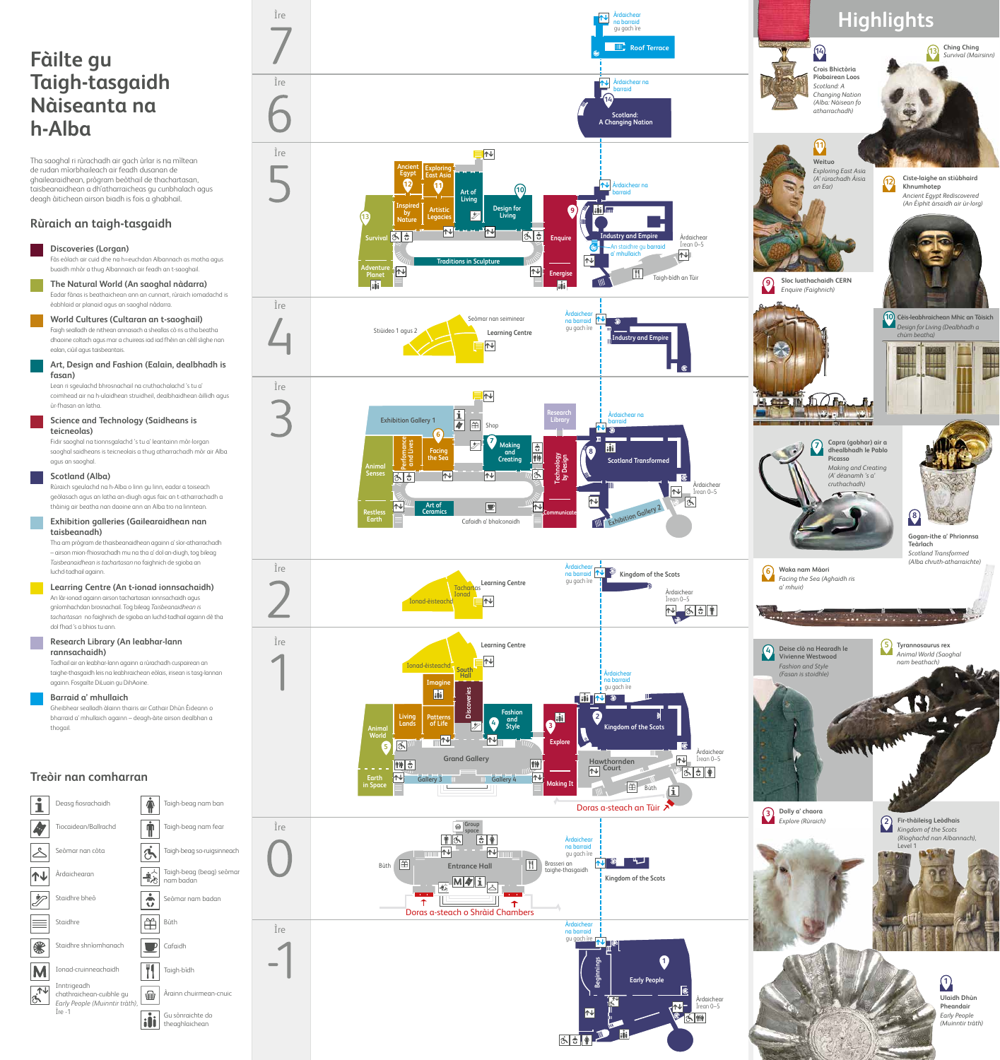# Fàilte gu Taigh-tasgaidh Nàiseanta na h-Alba

Tha saoghal ri rùrachadh air gach ùrlar is na mìltean de rudan mìorbhaileach air feadh dusanan de ghailearaidhean, prògram beòthail de thachartasan, taisbeanaidhean a dh'atharraicheas gu cunbhalach agus deagh àitichean airson biadh is fois a ghabhail.

## Rùraich an taigh-tasgaidh

**Discoveries (Lorgan)**
Fàs eòlach air cuid dhe na h=euchdan Albannach as motha agus buaidh mhòr a thug Albannaich air feadh an t-saoghail.

**The Natural World (An saoghal nàdarra)**
Eadar fànas is beathaichean ann an cunnart, rùraich iomadachd is eàbhlaid ar planaid agus an saoghal nàdarra.

**World Cultures (Cultaran an t-saoghail)**
Faigh sealladh de nithean annasach a sheallas cò ris a tha beatha dhaoine coltach agus mar a chuireas iad iad fhèin an cèill slighe nan ealan, cùil agus taisbeantais.

**Art, Design and Fashion (Ealain, dealbhadh is fasan)**
Lean ri sgeulachd bhrosnachail na cruthachalachd 's tu a' coimhead air na h-ulaidhean struidheil, dealbhaidhean àillidh agus ùr-fhasan an latha.

**Science and Technology (Saidheans is teicneolas)**
Fidir saoghal na tionnsgalachd 's tu a' leantainn mòr-lorgan saoghal saidheans is teicneolais a thug atharrachadh mòr air Alba agus an saoghal.

**Scotland (Alba)**
Rùraich sgeulachd na h-Alba o linn gu linn, eadar a toiseach geòlasach agus an latha an-diugh agus faic an t-atharrachadh a thàinig air beatha nan daoine ann an Alba tro na linntean.

**Exhibition galleries (Gailearaidhean nan taisbeanadh)**
Tha am prògram de thaisbeanaidhean againn a' sìor-atharrachadh – airson mion-fhiosrachadh mu na tha a' dol an-diugh, tog bileag *Taisbeanaidhean is tachartasan* no faighnich de sgioba an luchd-tadhail againn.

**Learning Centre (An t-ionad ionnsachaidh)**
An Ionad agairn airson tachartasan ionnsachaidh agus gnìomhachdan brosnachail. Tog bileag *Taisbeanaidhean is tachartasan* no faighnich de sgioba an luchd-tadhail againn de na tha a bhos tu ann.

**Research Library (An leabhar-lann rannsachaidh)**
Tadhail air an leabhar-lann againn a rùrachadh cuspairean an taighe-thasgaidh leis na leabhraichean eòlais, irisean is tasg-lannan againn. Fosgailte DiLuain gu DihAoine.

**Barraid a' mhullaich**
Gheibhear sealladh àlainn thairis air Cathair Dhùn Èideann o bharraid a' mhullaich againn – deagh-àite airson dealbhan a thogail.

## Treòir nan comharran

- Deasg fiosrachaidh
- Tiocaidean/Ballrachd
- Seòmar nan còta
- Àrdaichearan
- Staidhre bheò
- Staidhre
- Staidhre shnìomhanach
- Ionad-cruinneachaidh
- Inntrigeadh chathraichean-cuibhle gu *Early People (Muinntir tràth)*, Ìre -1
- Taigh-beag nam ban
- Taigh-beag nam fear
- Taigh-beag so-ruigsinneach
- Taigh-beag (beag) seòmar nam badan
- Seòmar nam badan
- Bùth
- Cafaidh
- Taigh-bìdh
- Àrainn chuirmean-cnuic
- Gu sònraichte do theaghlaichean

## Ìre 7
Àrdaichear na barraid gu gach ìre
Roof Terrace

## Ìre 6
Àrdaichear na barraid
14 Scotland: A Changing Nation

## Ìre 5
Ancient Egypt (12), Exploring East Asia (11), Inspired by Nature, Artistic Legacies, Art of Living, Design for Living (10), Survival (13), Adventure Planet, Traditions in Sculpture, Enquire (9), Energise, Industry and Empire, Àrdaichear na barraid, An staidhre gu barraid a' mhullaich, Àrdaichear Ìrean 0–5, Taigh-bìdh an Tùir

## Ìre 4
Stiùideo 1 agus 2, Seòmar nan seiminear, Learning Centre, Àrdaichear na barraid gu gach ìre, Industry and Empire

## Ìre 3
Exhibition Gallery 1, Shop, Research Library, Àrdaichear na barraid, Animal Senses, Performance and Lives, Facing the Sea (6), Making and Creating (7), Technology by Design, Scotland Transformed (8), Restless Earth, Art of Ceramics, Cafaidh a' bhalconaidh, Communicate, Exhibition Gallery 2, Àrdaichear Ìrean 0–5

## Ìre 2
Ionad-èisteachd, Tachartas Ionad, Learning Centre, Àrdaichear na barraid gu gach ìre, Kingdom of the Scots, Àrdaichear Ìrean 0–5

## Ìre 1
Learning Centre, Ionad-èisteachd, South Hall, Imagine, Discoveries, Living Lands, Patterns of Life, Fashion and Style (4), Animal World (5), Earth in Space, Grand Gallery, Gallery 3, Gallery 4, Explore (3), Making It, Àrdaichear na barraid gu gach ìre, Kingdom of the Scots (2), Hawthornden Court, Bùth, Àrdaichear Ìrean 0–5, Doras a-steach an Tùir

## Ìre 0
Group space, Bùth, Entrance Hall, Brasserie an taighe-thasgaidh, Àrdaichear na barraid gu gach ìre, Kingdom of the Scots, Doras a-steach o Shràid Chambers

## Ìre -1
Àrdaichear na barraid gu gach ìre, Beginnings, Early People (1), Àrdaichear Ìrean 0–5

## Highlights

14. **Crois Bhictòria Piobairean Loos** — *Scotland: A Changing Nation (Alba: Nàisean fo atharrachadh)*
13. **Ching Ching** — *Survival (Mairsinn)*
11. **Weituo** — *Exploring East Asia (A' rùrachadh Àisia an Ear)*
12. **Ciste-laighe an stiùbhaird Khnumhotep** — *Ancient Egypt Rediscovered (An Èiphit àrsaidh air ùr-lorg)*
9. **Sloc luathachaidh CERN** — *Enquire (Faighnich)*
10. **Cèis-leabhraichean Mhic an Tòisich** — *Design for Living (Dealbhadh a chùm beatha)*
7. **Capra (gobhar) air a dhealbhadh le Pablo Picasso** — *Making and Creating (A' dèanamh 's a' cruthachadh)*
8. **Gogan-ithe a' Phrionnsa Teàrlach** — *Scotland Transformed (Alba chruth-atharraichte)*
6. **Waka nam Māori** — *Facing the Sea (Aghaidh ris a' mhuir)*
4. **Deise clò na Hearadh le Vivienne Westwood** — *Fashion and Style (Fasan is stoidhle)*
5. **Tyrannosaurus rex** — *Animal World (Saoghal nam beathach)*
3. **Dolly a' chaora** — *Explore (Rùraich)*
2. **Fir-thàileisg Leòdhais** — *Kingdom of the Scots (Rìoghachd nan Albannach), Level 1*
1. **Ulaidh Dhùn Pheandair** — *Early People (Muinntir tràth)*